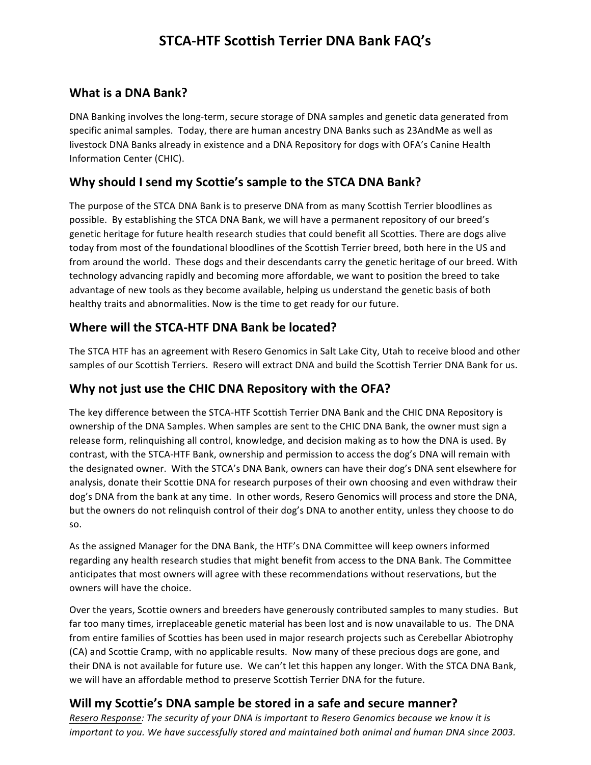# STCA-HTF Scottish Terrier DNA Bank FAQ's

## What is a DNA Bank?

DNA Banking involves the long-term, secure storage of DNA samples and genetic data generated from specific animal samples. Today, there are human ancestry DNA Banks such as 23AndMe as well as livestock DNA Banks already in existence and a DNA Repository for dogs with OFA's Canine Health Information Center (CHIC).

## Why should I send my Scottie's sample to the STCA DNA Bank?

The purpose of the STCA DNA Bank is to preserve DNA from as many Scottish Terrier bloodlines as possible. By establishing the STCA DNA Bank, we will have a permanent repository of our breed's genetic heritage for future health research studies that could benefit all Scotties. There are dogs alive today from most of the foundational bloodlines of the Scottish Terrier breed, both here in the US and from around the world. These dogs and their descendants carry the genetic heritage of our breed. With technology advancing rapidly and becoming more affordable, we want to position the breed to take advantage of new tools as they become available, helping us understand the genetic basis of both healthy traits and abnormalities. Now is the time to get ready for our future.

## Where will the STCA-HTF DNA Bank be located?

The STCA HTF has an agreement with Resero Genomics in Salt Lake City, Utah to receive blood and other samples of our Scottish Terriers. Resero will extract DNA and build the Scottish Terrier DNA Bank for us.

## Why not just use the CHIC DNA Repository with the OFA?

The key difference between the STCA-HTF Scottish Terrier DNA Bank and the CHIC DNA Repository is ownership of the DNA Samples. When samples are sent to the CHIC DNA Bank, the owner must sign a release form, relinquishing all control, knowledge, and decision making as to how the DNA is used. By contrast, with the STCA-HTF Bank, ownership and permission to access the dog's DNA will remain with the designated owner. With the STCA's DNA Bank, owners can have their dog's DNA sent elsewhere for analysis, donate their Scottie DNA for research purposes of their own choosing and even withdraw their dog's DNA from the bank at any time. In other words, Resero Genomics will process and store the DNA, but the owners do not relinquish control of their dog's DNA to another entity, unless they choose to do so.

As the assigned Manager for the DNA Bank, the HTF's DNA Committee will keep owners informed regarding any health research studies that might benefit from access to the DNA Bank. The Committee anticipates that most owners will agree with these recommendations without reservations, but the owners will have the choice.

Over the years, Scottie owners and breeders have generously contributed samples to many studies. But far too many times, irreplaceable genetic material has been lost and is now unavailable to us. The DNA from entire families of Scotties has been used in major research projects such as Cerebellar Abiotrophy (CA) and Scottie Cramp, with no applicable results. Now many of these precious dogs are gone, and their DNA is not available for future use. We can't let this happen any longer. With the STCA DNA Bank, we will have an affordable method to preserve Scottish Terrier DNA for the future.

## Will my Scottie's DNA sample be stored in a safe and secure manner?

*<u>Resero Response</u>: The security of your DNA is important to Resero Genomics because we know it is important to you. We have successfully stored and maintained both animal and human DNA since 2003.*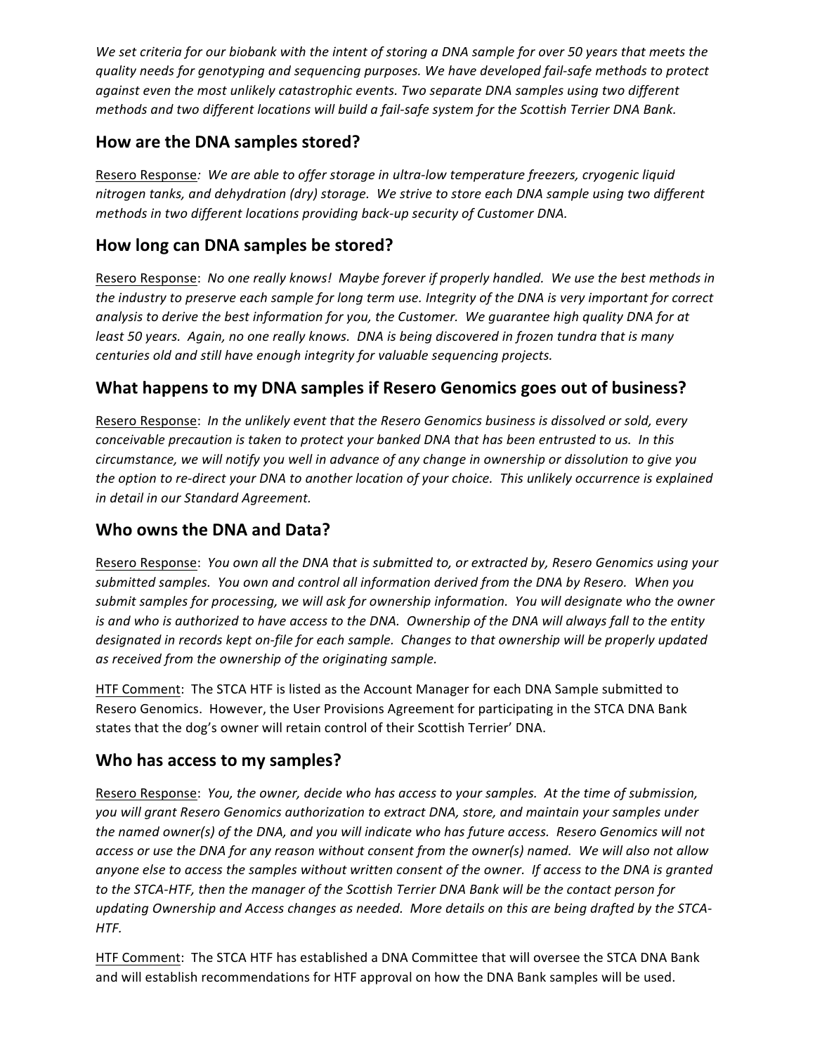*We set criteria for our biobank with the intent of storing a DNA sample for over 50 years that meets the quality needs for genotyping and sequencing purposes. We have developed fail-safe methods to protect against even the most unlikely catastrophic events. Two separate DNA samples using two different methods and two different locations will build a fail-safe system for the Scottish Terrier DNA Bank.*

## How are the DNA samples stored?

Resero Response*: We are able to offer storage in ultra-low temperature freezers, cryogenic liquid nitrogen tanks, and dehydration (dry) storage. We strive to store each DNA sample using two different methods in two different locations providing back-up security of Customer DNA.*

## How long can DNA samples be stored?

Resero Response: *No one really knows! Maybe forever if properly handled. We use the best methods in the industry to preserve each sample for long term use. Integrity of the DNA is very important for correct analysis to derive the best information for you, the Customer. We guarantee high quality DNA for at least 50 years. Again, no one really knows. DNA is being discovered in frozen tundra that is many centuries old and still have enough integrity for valuable sequencing projects.*

## What happens to my DNA samples if Resero Genomics goes out of business?

Resero Response: *In the unlikely event that the Resero Genomics business is dissolved or sold, every conceivable precaution is taken to protect your banked DNA that has been entrusted to us. In this circumstance, we will notify you well in advance of any change in ownership or dissolution to give you the option to re-direct your DNA to another location of your choice. This unlikely occurrence is explained in detail in our Standard Agreement.*

## Who owns the DNA and Data?

Resero Response: *You own all the DNA that is submitted to, or extracted by, Resero Genomics using your submitted samples. You own and control all information derived from the DNA by Resero. When you submit samples for processing, we will ask for ownership information. You will designate who the owner is and who is authorized to have access to the DNA. Ownership of the DNA will always fall to the entity designated in records kept on-file for each sample. Changes to that ownership will be properly updated as received from the ownership of the originating sample.*

HTF Comment: The STCA HTF is listed as the Account Manager for each DNA Sample submitted to Resero Genomics. However, the User Provisions Agreement for participating in the STCA DNA Bank states that the dog's owner will retain control of their Scottish Terrier' DNA.

## Who has access to my samples?

Resero Response: *You, the owner, decide who has access to your samples. At the time of submission, you will grant Resero Genomics authorization to extract DNA, store, and maintain your samples under the named owner(s) of the DNA, and you will indicate who has future access. Resero Genomics will not access or use the DNA for any reason without consent from the owner(s) named. We will also not allow anyone else to access the samples without written consent of the owner. If access to the DNA is granted to the STCA-HTF, then the manager of the Scottish Terrier DNA Bank will be the contact person for updating Ownership and Access changes as needed. More details on this are being drafted by the STCA-HTF.*

HTF Comment: The STCA HTF has established a DNA Committee that will oversee the STCA DNA Bank and will establish recommendations for HTF approval on how the DNA Bank samples will be used.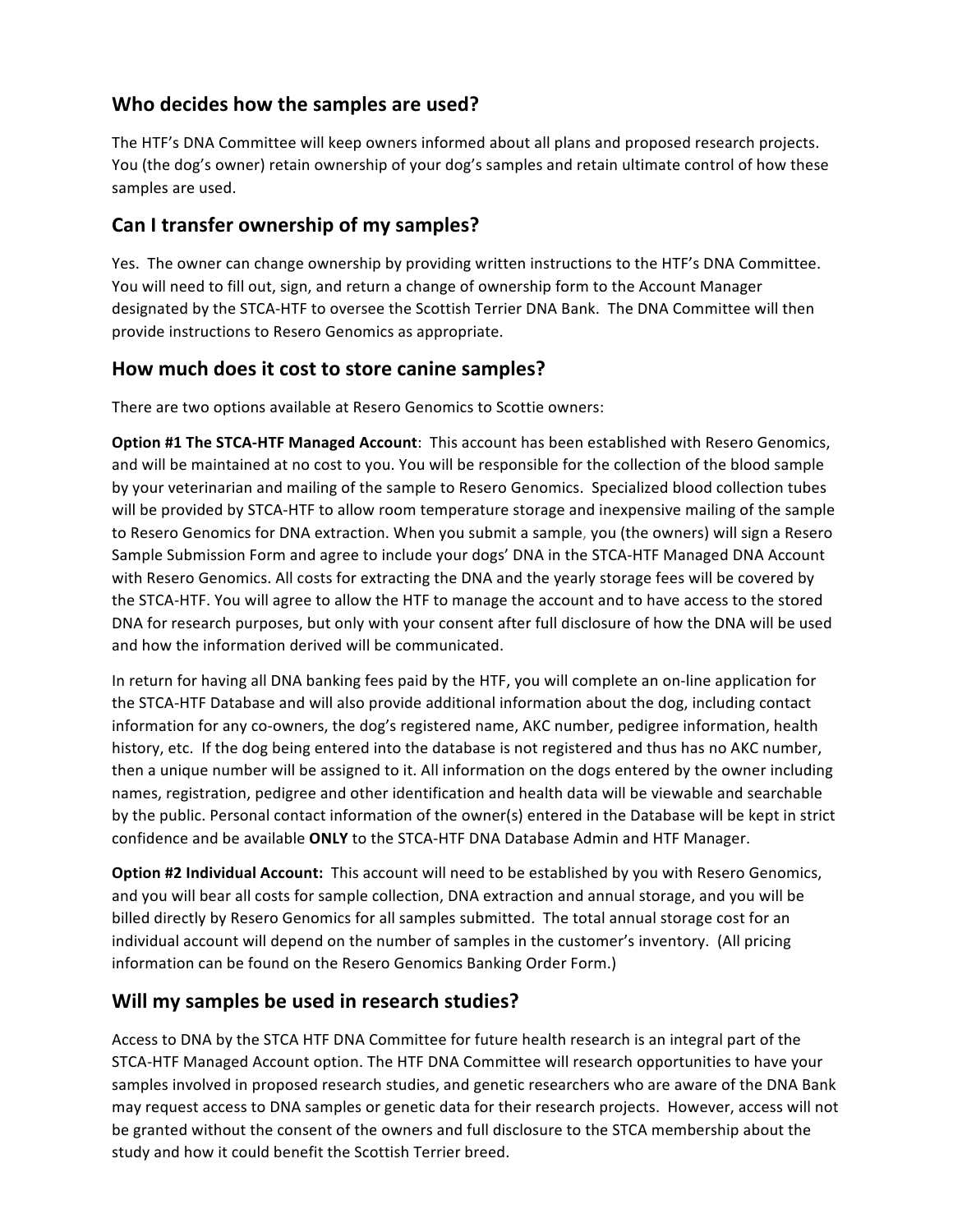## Who decides how the samples are used?

The HTF's DNA Committee will keep owners informed about all plans and proposed research projects. You (the dog's owner) retain ownership of your dog's samples and retain ultimate control of how these samples are used.

## Can I transfer ownership of my samples?

Yes. The owner can change ownership by providing written instructions to the HTF's DNA Committee. You will need to fill out, sign, and return a change of ownership form to the Account Manager designated by the STCA-HTF to oversee the Scottish Terrier DNA Bank. The DNA Committee will then provide instructions to Resero Genomics as appropriate.

## How much does it cost to store canine samples?

There are two options available at Resero Genomics to Scottie owners:

**Option #1 The STCA-HTF Managed Account**: This account has been established with Resero Genomics, and will be maintained at no cost to you. You will be responsible for the collection of the blood sample by your veterinarian and mailing of the sample to Resero Genomics. Specialized blood collection tubes will be provided by STCA-HTF to allow room temperature storage and inexpensive mailing of the sample to Resero Genomics for DNA extraction. When you submit a sample, you (the owners) will sign a Resero Sample Submission Form and agree to include your dogs' DNA in the STCA-HTF Managed DNA Account with Resero Genomics. All costs for extracting the DNA and the yearly storage fees will be covered by the STCA-HTF. You will agree to allow the HTF to manage the account and to have access to the stored DNA for research purposes, but only with your consent after full disclosure of how the DNA will be used and how the information derived will be communicated.

In return for having all DNA banking fees paid by the HTF, you will complete an on-line application for the STCA-HTF Database and will also provide additional information about the dog, including contact information for any co-owners, the dog's registered name, AKC number, pedigree information, health history, etc. If the dog being entered into the database is not registered and thus has no AKC number, then a unique number will be assigned to it. All information on the dogs entered by the owner including names, registration, pedigree and other identification and health data will be viewable and searchable by the public. Personal contact information of the owner(s) entered in the Database will be kept in strict confidence and be available **ONLY** to the STCA-HTF DNA Database Admin and HTF Manager.

**Option #2 Individual Account:** This account will need to be established by you with Resero Genomics, and you will bear all costs for sample collection, DNA extraction and annual storage, and you will be billed directly by Resero Genomics for all samples submitted. The total annual storage cost for an individual account will depend on the number of samples in the customer's inventory. (All pricing information can be found on the Resero Genomics Banking Order Form.)

## Will my samples be used in research studies?

Access to DNA by the STCA HTF DNA Committee for future health research is an integral part of the STCA-HTF Managed Account option. The HTF DNA Committee will research opportunities to have your samples involved in proposed research studies, and genetic researchers who are aware of the DNA Bank may request access to DNA samples or genetic data for their research projects. However, access will not be granted without the consent of the owners and full disclosure to the STCA membership about the study and how it could benefit the Scottish Terrier breed.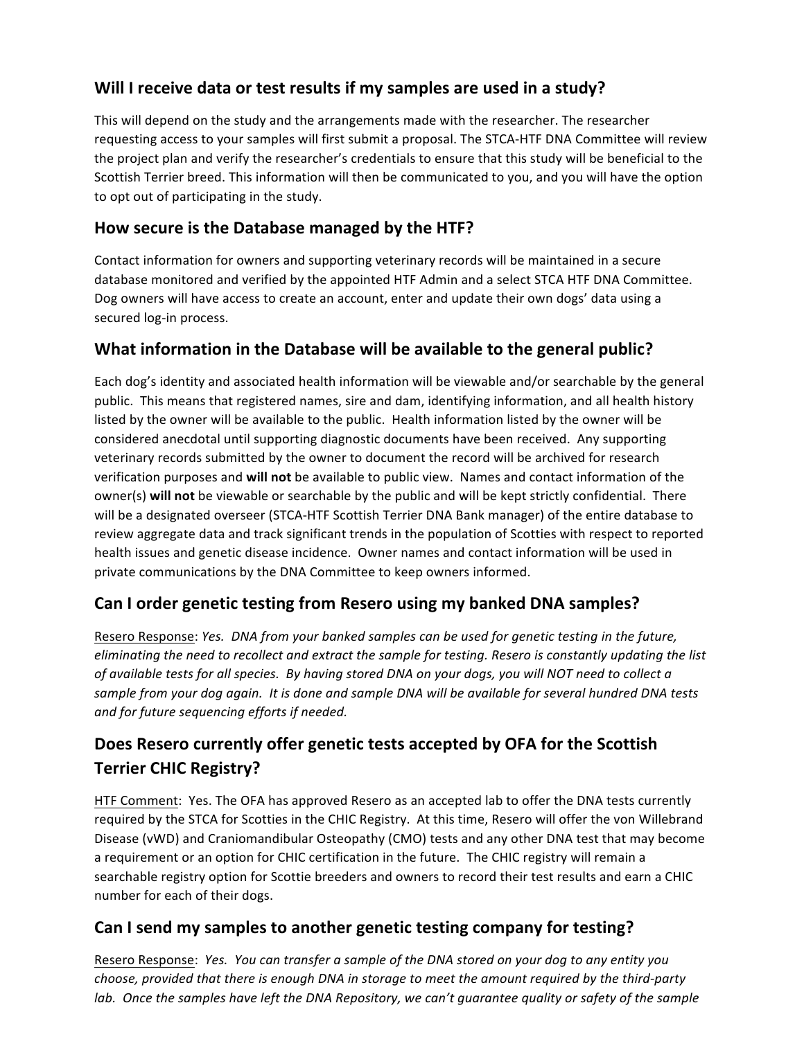## Will I receive data or test results if my samples are used in a study?

This will depend on the study and the arrangements made with the researcher. The researcher requesting access to your samples will first submit a proposal. The STCA-HTF DNA Committee will review the project plan and verify the researcher's credentials to ensure that this study will be beneficial to the Scottish Terrier breed. This information will then be communicated to you, and you will have the option to opt out of participating in the study.

## How secure is the Database managed by the HTF?

Contact information for owners and supporting veterinary records will be maintained in a secure database monitored and verified by the appointed HTF Admin and a select STCA HTF DNA Committee. Dog owners will have access to create an account, enter and update their own dogs' data using a secured log-in process.

## What information in the Database will be available to the general public?

Each dog's identity and associated health information will be viewable and/or searchable by the general public. This means that registered names, sire and dam, identifying information, and all health history listed by the owner will be available to the public. Health information listed by the owner will be considered anecdotal until supporting diagnostic documents have been received. Any supporting veterinary records submitted by the owner to document the record will be archived for research verification purposes and **will not** be available to public view. Names and contact information of the owner(s) **will not** be viewable or searchable by the public and will be kept strictly confidential. There will be a designated overseer (STCA-HTF Scottish Terrier DNA Bank manager) of the entire database to review aggregate data and track significant trends in the population of Scotties with respect to reported health issues and genetic disease incidence. Owner names and contact information will be used in private communications by the DNA Committee to keep owners informed.

## Can I order genetic testing from Resero using my banked DNA samples?

Resero Response: *Yes. DNA from your banked samples can be used for genetic testing in the future, eliminating the need to recollect and extract the sample for testing. Resero is constantly updating the list of available tests for all species. By having stored DNA on your dogs, you will NOT need to collect a sample from your dog again. It is done and sample DNA will be available for several hundred DNA tests and for future sequencing efforts if needed.*

## Does Resero currently offer genetic tests accepted by OFA for the Scottish Terrier CHIC Registry?

HTF Comment: Yes. The OFA has approved Resero as an accepted lab to offer the DNA tests currently required by the STCA for Scotties in the CHIC Registry. At this time, Resero will offer the von Willebrand Disease (vWD) and Craniomandibular Osteopathy (CMO) tests and any other DNA test that may become a requirement or an option for CHIC certification in the future. The CHIC registry will remain a searchable registry option for Scottie breeders and owners to record their test results and earn a CHIC number for each of their dogs.

## Can I send my samples to another genetic testing company for testing?

Resero Response: *Yes. You can transfer a sample of the DNA stored on your dog to any entity you choose, provided that there is enough DNA in storage to meet the amount required by the third-party lab. Once the samples have left the DNA Repository, we can't guarantee quality or safety of the sample*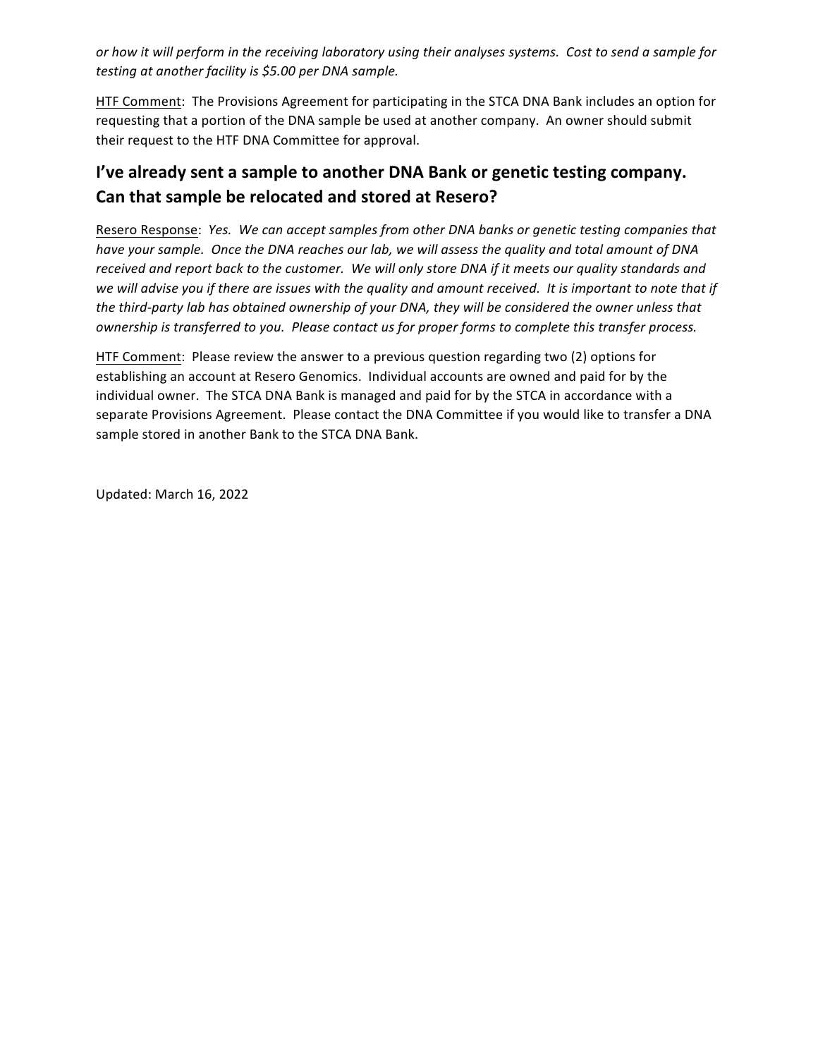*or how it will perform in the receiving laboratory using their analyses systems. Cost to send a sample for testing at another facility is $5.00 per DNA sample.*

<u>HTF Comment</u>: The Provisions Agreement for participating in the STCA DNA Bank includes an option for requesting that a portion of the DNA sample be used at another company. An owner should submit their request to the HTF DNA Committee for approval.

## I've already sent a sample to another DNA Bank or genetic testing company. Can that sample be relocated and stored at Resero?

<u>Resero Response</u>: *Yes. We can accept samples from other DNA banks or genetic testing companies that have your sample. Once the DNA reaches our lab, we will assess the quality and total amount of DNA received and report back to the customer. We will only store DNA if it meets our quality standards and we will advise you if there are issues with the quality and amount received. It is important to note that if the third-party lab has obtained ownership of your DNA, they will be considered the owner unless that ownership is transferred to you. Please contact us for proper forms to complete this transfer process.*

<u>HTF Comment</u>: Please review the answer to a previous question regarding two (2) options for establishing an account at Resero Genomics. Individual accounts are owned and paid for by the individual owner. The STCA DNA Bank is managed and paid for by the STCA in accordance with a separate Provisions Agreement. Please contact the DNA Committee if you would like to transfer a DNA sample stored in another Bank to the STCA DNA Bank.

Updated: March 16, 2022